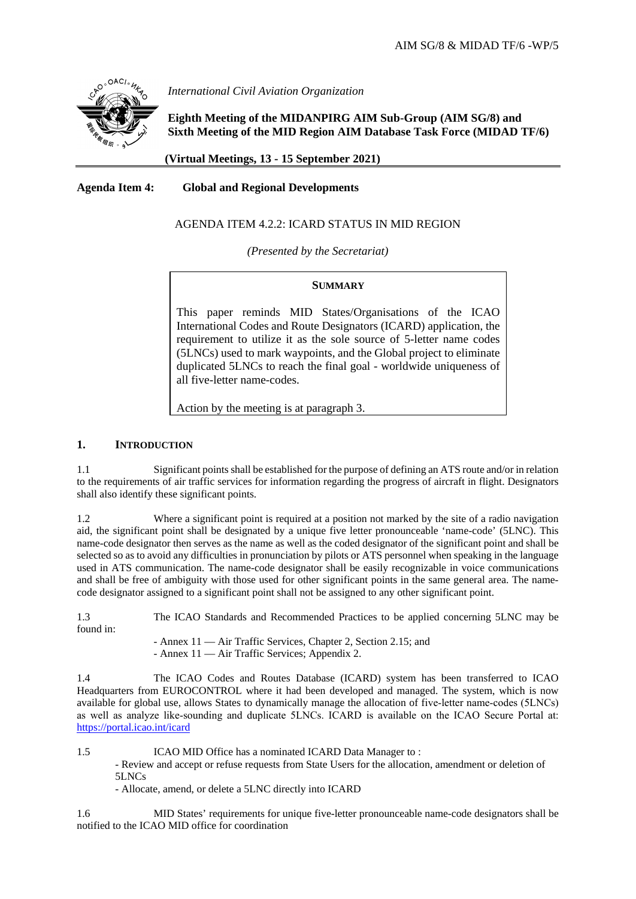AIM SG/8 & MIDAD TF/6 -WP/5

*International Civil Aviation Organization*

**Eighth Meeting of the MIDANPIRG AIM Sub-Group (AIM SG/8) and Sixth Meeting of the MID Region AIM Database Task Force (MIDAD TF/6)**

**(Virtual Meetings, 13 - 15 September 2021)**

**Agenda Item 4: Global and Regional Developments**

AGENDA ITEM 4.2.2: ICARD STATUS IN MID REGION

*(Presented by the Secretariat)*

**SUMMARY**

This paper reminds MID States/Organisations of the ICAO International Codes and Route Designators (ICARD) application, the requirement to utilize it as the sole source of 5-letter name codes (5LNCs) used to mark waypoints, and the Global project to eliminate duplicated 5LNCs to reach the final goal - worldwide uniqueness of all five-letter name-codes.

Action by the meeting is at paragraph 3.

## 1. INTRODUCTION

1.1 Significant points shall be established for the purpose of defining an ATS route and/or in relation to the requirements of air traffic services for information regarding the progress of aircraft in flight. Designators shall also identify these significant points.

1.2 Where a significant point is required at a position not marked by the site of a radio navigation aid, the significant point shall be designated by a unique five letter pronounceable 'name-code' (5LNC). This name-code designator then serves as the name as well as the coded designator of the significant point and shall be selected so as to avoid any difficulties in pronunciation by pilots or ATS personnel when speaking in the language used in ATS communication. The name-code designator shall be easily recognizable in voice communications and shall be free of ambiguity with those used for other significant points in the same general area. The name-code designator assigned to a significant point shall not be assigned to any other significant point.

1.3 The ICAO Standards and Recommended Practices to be applied concerning 5LNC may be found in:

- Annex 11 — Air Traffic Services, Chapter 2, Section 2.15; and
- Annex 11 — Air Traffic Services; Appendix 2.

1.4 The ICAO Codes and Routes Database (ICARD) system has been transferred to ICAO Headquarters from EUROCONTROL where it had been developed and managed. The system, which is now available for global use, allows States to dynamically manage the allocation of five-letter name-codes (5LNCs) as well as analyze like-sounding and duplicate 5LNCs. ICARD is available on the ICAO Secure Portal at: https://portal.icao.int/icard

1.5 ICAO MID Office has a nominated ICARD Data Manager to :

- Review and accept or refuse requests from State Users for the allocation, amendment or deletion of 5LNCs
- Allocate, amend, or delete a 5LNC directly into ICARD

1.6 MID States' requirements for unique five-letter pronounceable name-code designators shall be notified to the ICAO MID office for coordination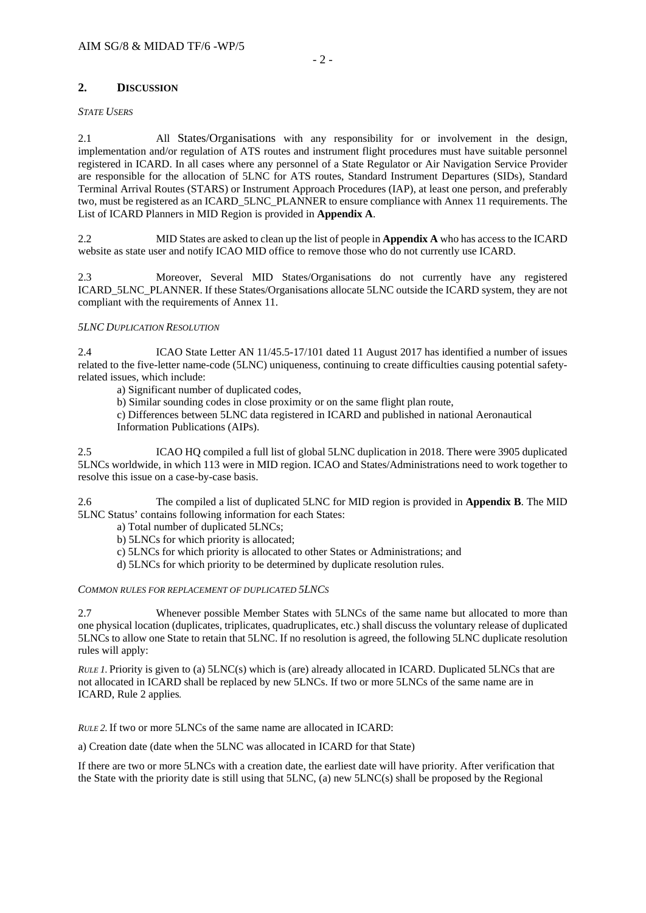## 2. DISCUSSION

*STATE USERS*

2.1 All States/Organisations with any responsibility for or involvement in the design, implementation and/or regulation of ATS routes and instrument flight procedures must have suitable personnel registered in ICARD. In all cases where any personnel of a State Regulator or Air Navigation Service Provider are responsible for the allocation of 5LNC for ATS routes, Standard Instrument Departures (SIDs), Standard Terminal Arrival Routes (STARS) or Instrument Approach Procedures (IAP), at least one person, and preferably two, must be registered as an ICARD_5LNC_PLANNER to ensure compliance with Annex 11 requirements. The List of ICARD Planners in MID Region is provided in **Appendix A**.

2.2 MID States are asked to clean up the list of people in **Appendix A** who has access to the ICARD website as state user and notify ICAO MID office to remove those who do not currently use ICARD.

2.3 Moreover, Several MID States/Organisations do not currently have any registered ICARD_5LNC_PLANNER. If these States/Organisations allocate 5LNC outside the ICARD system, they are not compliant with the requirements of Annex 11.

*5LNC DUPLICATION RESOLUTION*

2.4 ICAO State Letter AN 11/45.5-17/101 dated 11 August 2017 has identified a number of issues related to the five-letter name-code (5LNC) uniqueness, continuing to create difficulties causing potential safety-related issues, which include:

a) Significant number of duplicated codes,

b) Similar sounding codes in close proximity or on the same flight plan route,

c) Differences between 5LNC data registered in ICARD and published in national Aeronautical Information Publications (AIPs).

2.5 ICAO HQ compiled a full list of global 5LNC duplication in 2018. There were 3905 duplicated 5LNCs worldwide, in which 113 were in MID region. ICAO and States/Administrations need to work together to resolve this issue on a case-by-case basis.

2.6 The compiled a list of duplicated 5LNC for MID region is provided in **Appendix B**. The MID 5LNC Status' contains following information for each States:

a) Total number of duplicated 5LNCs;

b) 5LNCs for which priority is allocated;

c) 5LNCs for which priority is allocated to other States or Administrations; and

d) 5LNCs for which priority to be determined by duplicate resolution rules.

*COMMON RULES FOR REPLACEMENT OF DUPLICATED 5LNCS*

2.7 Whenever possible Member States with 5LNCs of the same name but allocated to more than one physical location (duplicates, triplicates, quadruplicates, etc.) shall discuss the voluntary release of duplicated 5LNCs to allow one State to retain that 5LNC. If no resolution is agreed, the following 5LNC duplicate resolution rules will apply:

*RULE 1.* Priority is given to (a) 5LNC(s) which is (are) already allocated in ICARD. Duplicated 5LNCs that are not allocated in ICARD shall be replaced by new 5LNCs. If two or more 5LNCs of the same name are in ICARD, Rule 2 applies*.*

*RULE 2.* If two or more 5LNCs of the same name are allocated in ICARD:

a) Creation date (date when the 5LNC was allocated in ICARD for that State)

If there are two or more 5LNCs with a creation date, the earliest date will have priority. After verification that the State with the priority date is still using that 5LNC, (a) new 5LNC(s) shall be proposed by the Regional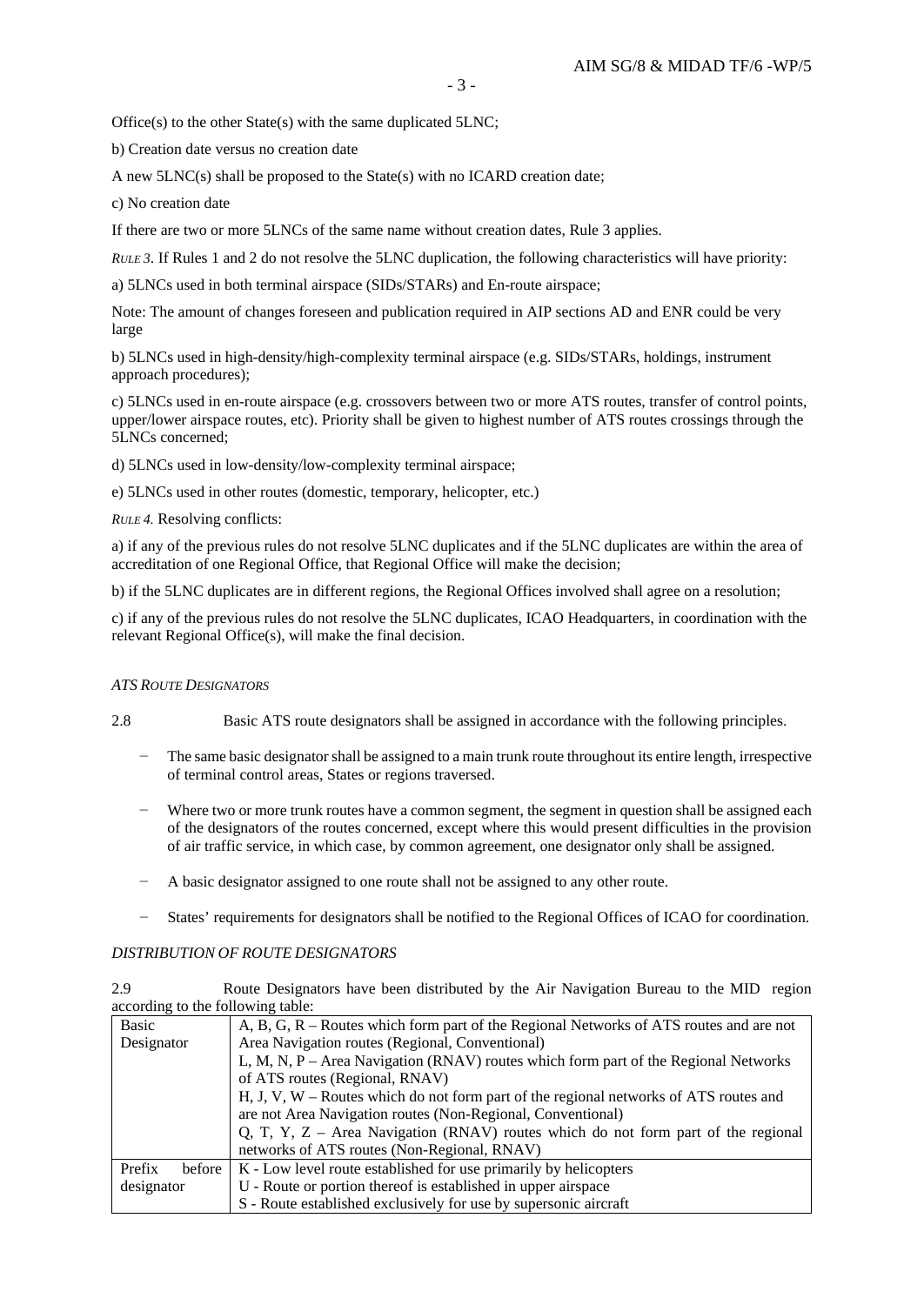Office(s) to the other State(s) with the same duplicated 5LNC;

b) Creation date versus no creation date

A new 5LNC(s) shall be proposed to the State(s) with no ICARD creation date;

c) No creation date

If there are two or more 5LNCs of the same name without creation dates, Rule 3 applies.

*RULE 3*. If Rules 1 and 2 do not resolve the 5LNC duplication, the following characteristics will have priority:

a) 5LNCs used in both terminal airspace (SIDs/STARs) and En-route airspace;

Note: The amount of changes foreseen and publication required in AIP sections AD and ENR could be very large

b) 5LNCs used in high-density/high-complexity terminal airspace (e.g. SIDs/STARs, holdings, instrument approach procedures);

c) 5LNCs used in en-route airspace (e.g. crossovers between two or more ATS routes, transfer of control points, upper/lower airspace routes, etc). Priority shall be given to highest number of ATS routes crossings through the 5LNCs concerned;

d) 5LNCs used in low-density/low-complexity terminal airspace;

e) 5LNCs used in other routes (domestic, temporary, helicopter, etc.)

*RULE 4.* Resolving conflicts:

a) if any of the previous rules do not resolve 5LNC duplicates and if the 5LNC duplicates are within the area of accreditation of one Regional Office, that Regional Office will make the decision;

b) if the 5LNC duplicates are in different regions, the Regional Offices involved shall agree on a resolution;

c) if any of the previous rules do not resolve the 5LNC duplicates, ICAO Headquarters, in coordination with the relevant Regional Office(s), will make the final decision.

*ATS ROUTE DESIGNATORS*

2.8 Basic ATS route designators shall be assigned in accordance with the following principles.

- The same basic designator shall be assigned to a main trunk route throughout its entire length, irrespective of terminal control areas, States or regions traversed.
- Where two or more trunk routes have a common segment, the segment in question shall be assigned each of the designators of the routes concerned, except where this would present difficulties in the provision of air traffic service, in which case, by common agreement, one designator only shall be assigned.
- A basic designator assigned to one route shall not be assigned to any other route.
- States' requirements for designators shall be notified to the Regional Offices of ICAO for coordination.

*DISTRIBUTION OF ROUTE DESIGNATORS*

2.9 Route Designators have been distributed by the Air Navigation Bureau to the MID region according to the following table:

| | |
|---|---|
| Basic Designator | A, B, G, R – Routes which form part of the Regional Networks of ATS routes and are not Area Navigation routes (Regional, Conventional)<br>L, M, N, P – Area Navigation (RNAV) routes which form part of the Regional Networks of ATS routes (Regional, RNAV)<br>H, J, V, W – Routes which do not form part of the regional networks of ATS routes and are not Area Navigation routes (Non-Regional, Conventional)<br>Q, T, Y, Z – Area Navigation (RNAV) routes which do not form part of the regional networks of ATS routes (Non-Regional, RNAV) |
| Prefix before designator | K - Low level route established for use primarily by helicopters<br>U - Route or portion thereof is established in upper airspace<br>S - Route established exclusively for use by supersonic aircraft |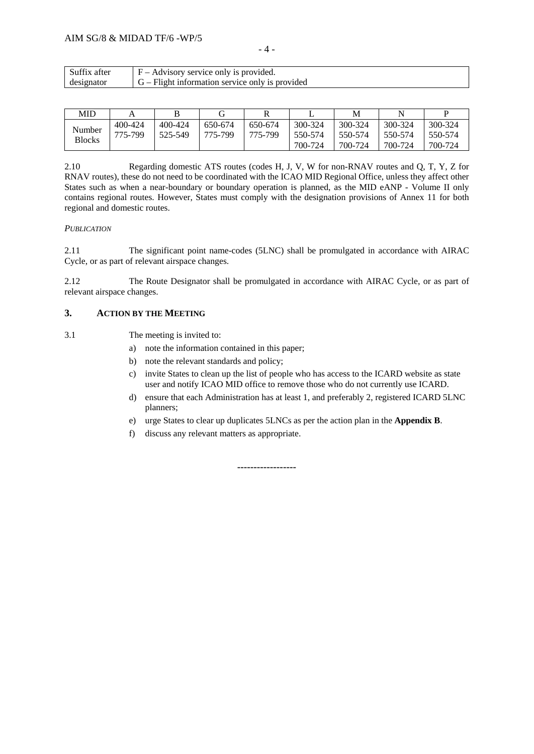| Suffix after designator | F – Advisory service only is provided.<br>G – Flight information service only is provided |
|---|---|

| MID | A | B | G | R | L | M | N | P |
|---|---|---|---|---|---|---|---|---|
| Number Blocks | 400-424<br>775-799 | 400-424<br>525-549 | 650-674<br>775-799 | 650-674<br>775-799 | 300-324<br>550-574<br>700-724 | 300-324<br>550-574<br>700-724 | 300-324<br>550-574<br>700-724 | 300-324<br>550-574<br>700-724 |

2.10 Regarding domestic ATS routes (codes H, J, V, W for non-RNAV routes and Q, T, Y, Z for RNAV routes), these do not need to be coordinated with the ICAO MID Regional Office, unless they affect other States such as when a near-boundary or boundary operation is planned, as the MID eANP - Volume II only contains regional routes. However, States must comply with the designation provisions of Annex 11 for both regional and domestic routes.

*PUBLICATION*

2.11 The significant point name-codes (5LNC) shall be promulgated in accordance with AIRAC Cycle, or as part of relevant airspace changes.

2.12 The Route Designator shall be promulgated in accordance with AIRAC Cycle, or as part of relevant airspace changes.

## 3. ACTION BY THE MEETING

3.1 The meeting is invited to:

a) note the information contained in this paper;

b) note the relevant standards and policy;

c) invite States to clean up the list of people who has access to the ICARD website as state user and notify ICAO MID office to remove those who do not currently use ICARD.

d) ensure that each Administration has at least 1, and preferably 2, registered ICARD 5LNC planners;

e) urge States to clear up duplicates 5LNCs as per the action plan in the **Appendix B**.

f) discuss any relevant matters as appropriate.

------------------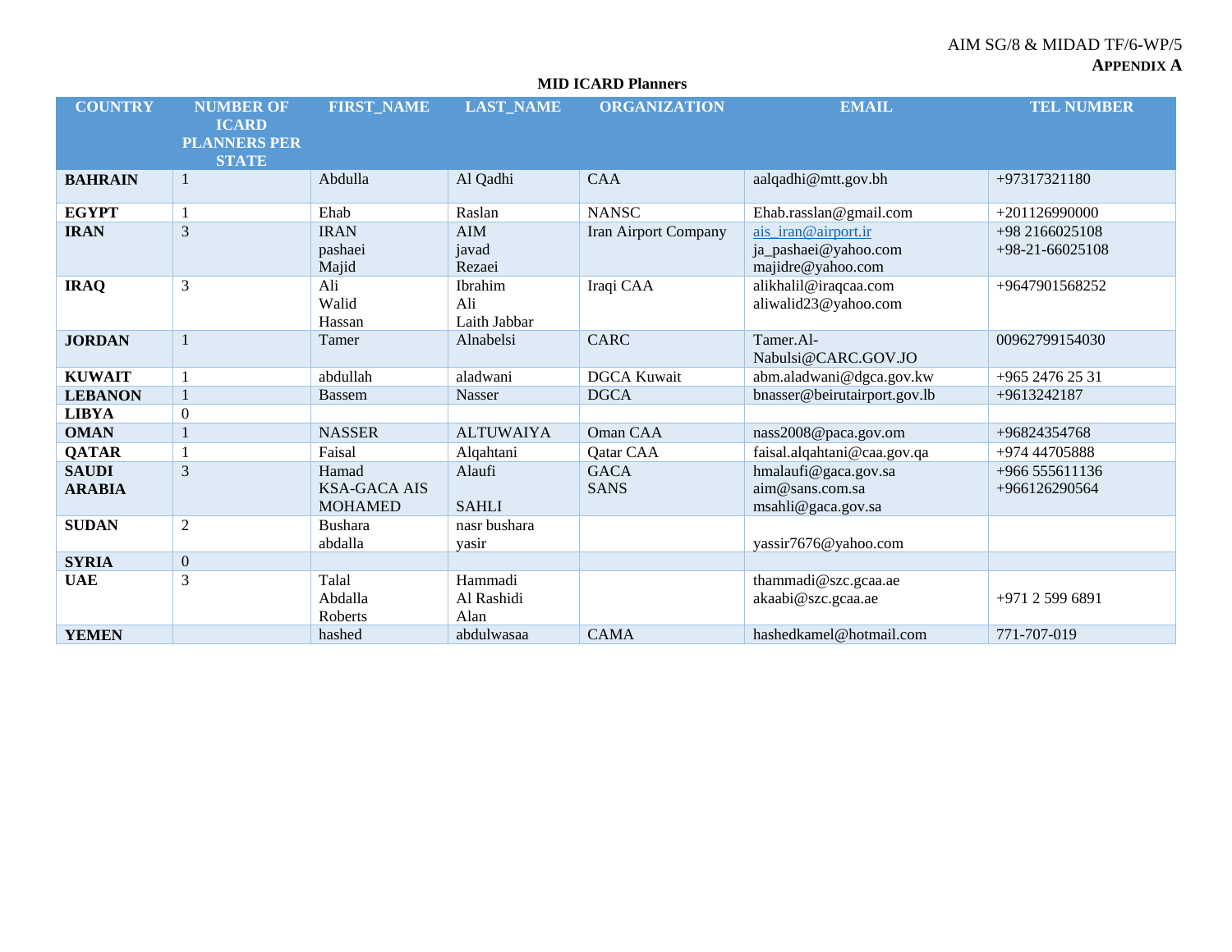**APPENDIX A**

**MID ICARD Planners**

| COUNTRY | NUMBER OF ICARD PLANNERS PER STATE | FIRST_NAME | LAST_NAME | ORGANIZATION | EMAIL | TEL NUMBER |
|---|---|---|---|---|---|---|
| **BAHRAIN** | 1 | Abdulla | Al Qadhi | CAA | aalqadhi@mtt.gov.bh | +97317321180 |
| **EGYPT** | 1 | Ehab | Raslan | NANSC | Ehab.rasslan@gmail.com | +201126990000 |
| **IRAN** | 3 | IRAN<br>pashaei<br>Majid | AIM<br>javad<br>Rezaei | Iran Airport Company | ais_iran@airport.ir<br>ja_pashaei@yahoo.com<br>majidre@yahoo.com | +98 2166025108<br>+98-21-66025108 |
| **IRAQ** | 3 | Ali<br>Walid<br>Hassan | Ibrahim<br>Ali<br>Laith Jabbar | Iraqi CAA | alikhalil@iraqcaa.com<br>aliwalid23@yahoo.com | +9647901568252 |
| **JORDAN** | 1 | Tamer | Alnabelsi | CARC | Tamer.Al-Nabulsi@CARC.GOV.JO | 00962799154030 |
| **KUWAIT** | 1 | abdullah | aladwani | DGCA Kuwait | abm.aladwani@dgca.gov.kw | +965 2476 25 31 |
| **LEBANON** | 1 | Bassem | Nasser | DGCA | bnasser@beirutairport.gov.lb | +9613242187 |
| **LIBYA** | 0 | | | | | |
| **OMAN** | 1 | NASSER | ALTUWAIYA | Oman CAA | nass2008@paca.gov.om | +96824354768 |
| **QATAR** | 1 | Faisal | Alqahtani | Qatar CAA | faisal.alqahtani@caa.gov.qa | +974 44705888 |
| **SAUDI ARABIA** | 3 | Hamad<br>KSA-GACA AIS<br>MOHAMED | Alaufi<br><br>SAHLI | GACA<br>SANS | hmalaufi@gaca.gov.sa<br>aim@sans.com.sa<br>msahli@gaca.gov.sa | +966 555611136<br>+966126290564 |
| **SUDAN** | 2 | Bushara<br>abdalla | nasr bushara<br>yasir | | yassir7676@yahoo.com | |
| **SYRIA** | 0 | | | | | |
| **UAE** | 3 | Talal<br>Abdalla<br>Roberts | Hammadi<br>Al Rashidi<br>Alan | | thammadi@szc.gcaa.ae<br>akaabi@szc.gcaa.ae | +971 2 599 6891 |
| **YEMEN** | | hashed | abdulwasaa | CAMA | hashedkamel@hotmail.com | 771-707-019 |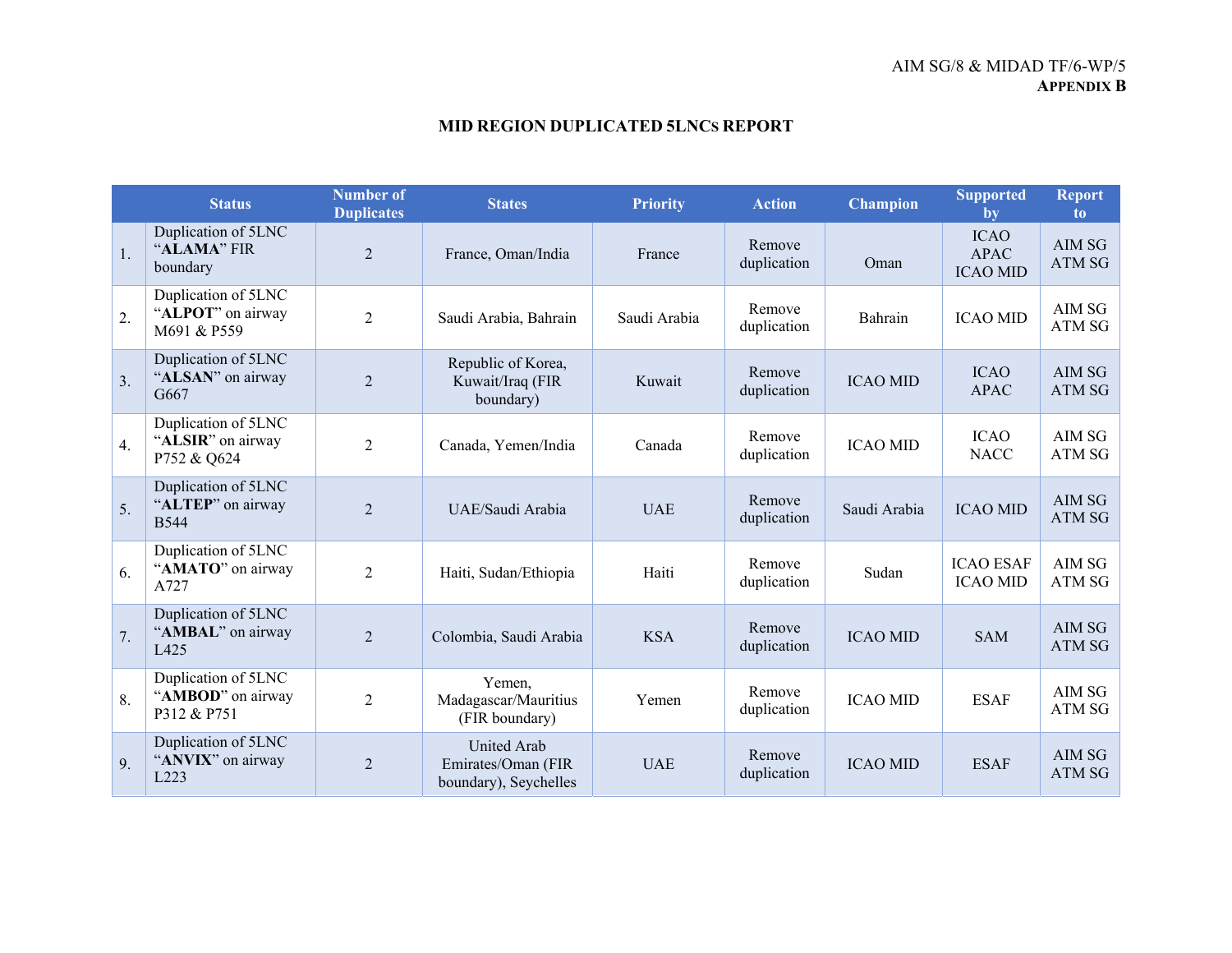AIM SG/8 & MIDAD TF/6-WP/5
**APPENDIX B**

## MID REGION DUPLICATED 5LNCS REPORT

| | Status | Number of Duplicates | States | Priority | Action | Champion | Supported by | Report to |
|---|---|---|---|---|---|---|---|---|
| 1. | Duplication of 5LNC "**ALAMA**" FIR boundary | 2 | France, Oman/India | France | Remove duplication | Oman | ICAO APAC ICAO MID | AIM SG ATM SG |
| 2. | Duplication of 5LNC "**ALPOT**" on airway M691 & P559 | 2 | Saudi Arabia, Bahrain | Saudi Arabia | Remove duplication | Bahrain | ICAO MID | AIM SG ATM SG |
| 3. | Duplication of 5LNC "**ALSAN**" on airway G667 | 2 | Republic of Korea, Kuwait/Iraq (FIR boundary) | Kuwait | Remove duplication | ICAO MID | ICAO APAC | AIM SG ATM SG |
| 4. | Duplication of 5LNC "**ALSIR**" on airway P752 & Q624 | 2 | Canada, Yemen/India | Canada | Remove duplication | ICAO MID | ICAO NACC | AIM SG ATM SG |
| 5. | Duplication of 5LNC "**ALTEP**" on airway B544 | 2 | UAE/Saudi Arabia | UAE | Remove duplication | Saudi Arabia | ICAO MID | AIM SG ATM SG |
| 6. | Duplication of 5LNC "**AMATO**" on airway A727 | 2 | Haiti, Sudan/Ethiopia | Haiti | Remove duplication | Sudan | ICAO ESAF ICAO MID | AIM SG ATM SG |
| 7. | Duplication of 5LNC "**AMBAL**" on airway L425 | 2 | Colombia, Saudi Arabia | KSA | Remove duplication | ICAO MID | SAM | AIM SG ATM SG |
| 8. | Duplication of 5LNC "**AMBOD**" on airway P312 & P751 | 2 | Yemen, Madagascar/Mauritius (FIR boundary) | Yemen | Remove duplication | ICAO MID | ESAF | AIM SG ATM SG |
| 9. | Duplication of 5LNC "**ANVIX**" on airway L223 | 2 | United Arab Emirates/Oman (FIR boundary), Seychelles | UAE | Remove duplication | ICAO MID | ESAF | AIM SG ATM SG |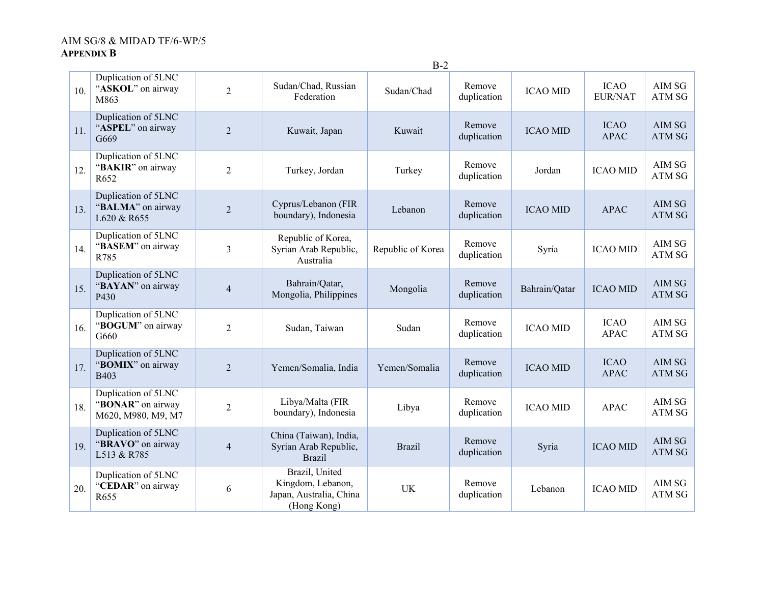| | | | | | | | | |
|---|---|---|---|---|---|---|---|---|
| 10. | Duplication of 5LNC "**ASKOL**" on airway M863 | 2 | Sudan/Chad, Russian Federation | Sudan/Chad | Remove duplication | ICAO MID | ICAO EUR/NAT | AIM SG ATM SG |
| 11. | Duplication of 5LNC "**ASPEL**" on airway G669 | 2 | Kuwait, Japan | Kuwait | Remove duplication | ICAO MID | ICAO APAC | AIM SG ATM SG |
| 12. | Duplication of 5LNC "**BAKIR**" on airway R652 | 2 | Turkey, Jordan | Turkey | Remove duplication | Jordan | ICAO MID | AIM SG ATM SG |
| 13. | Duplication of 5LNC "**BALMA**" on airway L620 & R655 | 2 | Cyprus/Lebanon (FIR boundary), Indonesia | Lebanon | Remove duplication | ICAO MID | APAC | AIM SG ATM SG |
| 14. | Duplication of 5LNC "**BASEM**" on airway R785 | 3 | Republic of Korea, Syrian Arab Republic, Australia | Republic of Korea | Remove duplication | Syria | ICAO MID | AIM SG ATM SG |
| 15. | Duplication of 5LNC "**BAYAN**" on airway P430 | 4 | Bahrain/Qatar, Mongolia, Philippines | Mongolia | Remove duplication | Bahrain/Qatar | ICAO MID | AIM SG ATM SG |
| 16. | Duplication of 5LNC "**BOGUM**" on airway G660 | 2 | Sudan, Taiwan | Sudan | Remove duplication | ICAO MID | ICAO APAC | AIM SG ATM SG |
| 17. | Duplication of 5LNC "**BOMIX**" on airway B403 | 2 | Yemen/Somalia, India | Yemen/Somalia | Remove duplication | ICAO MID | ICAO APAC | AIM SG ATM SG |
| 18. | Duplication of 5LNC "**BONAR**" on airway M620, M980, M9, M7 | 2 | Libya/Malta (FIR boundary), Indonesia | Libya | Remove duplication | ICAO MID | APAC | AIM SG ATM SG |
| 19. | Duplication of 5LNC "**BRAVO**" on airway L513 & R785 | 4 | China (Taiwan), India, Syrian Arab Republic, Brazil | Brazil | Remove duplication | Syria | ICAO MID | AIM SG ATM SG |
| 20. | Duplication of 5LNC "**CEDAR**" on airway R655 | 6 | Brazil, United Kingdom, Lebanon, Japan, Australia, China (Hong Kong) | UK | Remove duplication | Lebanon | ICAO MID | AIM SG ATM SG |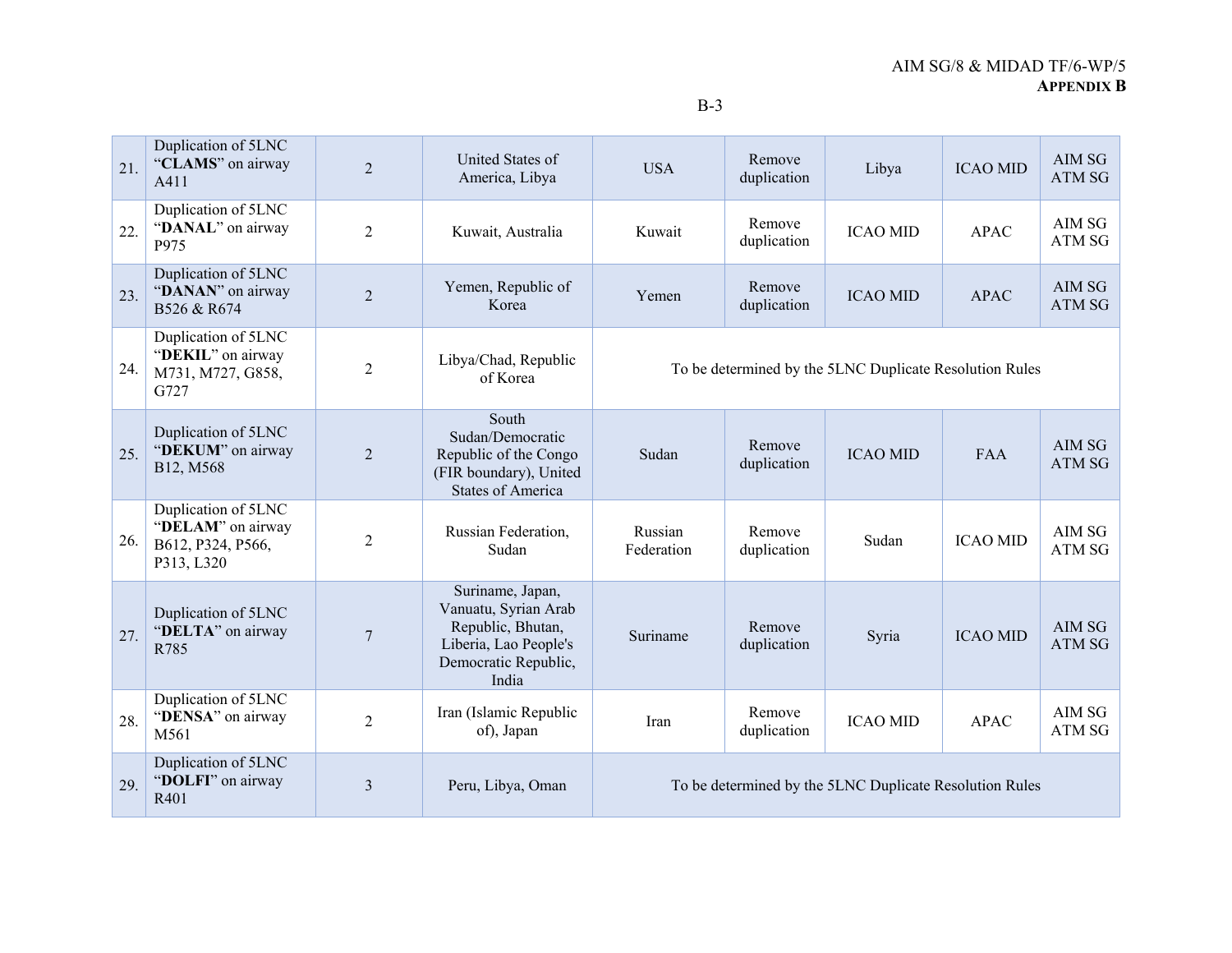| 21. | Duplication of 5LNC "**CLAMS**" on airway A411 | 2 | United States of America, Libya | USA | Remove duplication | Libya | ICAO MID | AIM SG ATM SG |
|---|---|---|---|---|---|---|---|---|
| 22. | Duplication of 5LNC "**DANAL**" on airway P975 | 2 | Kuwait, Australia | Kuwait | Remove duplication | ICAO MID | APAC | AIM SG ATM SG |
| 23. | Duplication of 5LNC "**DANAN**" on airway B526 & R674 | 2 | Yemen, Republic of Korea | Yemen | Remove duplication | ICAO MID | APAC | AIM SG ATM SG |
| 24. | Duplication of 5LNC "**DEKIL**" on airway M731, M727, G858, G727 | 2 | Libya/Chad, Republic of Korea | To be determined by the 5LNC Duplicate Resolution Rules | | | | |
| 25. | Duplication of 5LNC "**DEKUM**" on airway B12, M568 | 2 | South Sudan/Democratic Republic of the Congo (FIR boundary), United States of America | Sudan | Remove duplication | ICAO MID | FAA | AIM SG ATM SG |
| 26. | Duplication of 5LNC "**DELAM**" on airway B612, P324, P566, P313, L320 | 2 | Russian Federation, Sudan | Russian Federation | Remove duplication | Sudan | ICAO MID | AIM SG ATM SG |
| 27. | Duplication of 5LNC "**DELTA**" on airway R785 | 7 | Suriname, Japan, Vanuatu, Syrian Arab Republic, Bhutan, Liberia, Lao People's Democratic Republic, India | Suriname | Remove duplication | Syria | ICAO MID | AIM SG ATM SG |
| 28. | Duplication of 5LNC "**DENSA**" on airway M561 | 2 | Iran (Islamic Republic of), Japan | Iran | Remove duplication | ICAO MID | APAC | AIM SG ATM SG |
| 29. | Duplication of 5LNC "**DOLFI**" on airway R401 | 3 | Peru, Libya, Oman | To be determined by the 5LNC Duplicate Resolution Rules | | | | |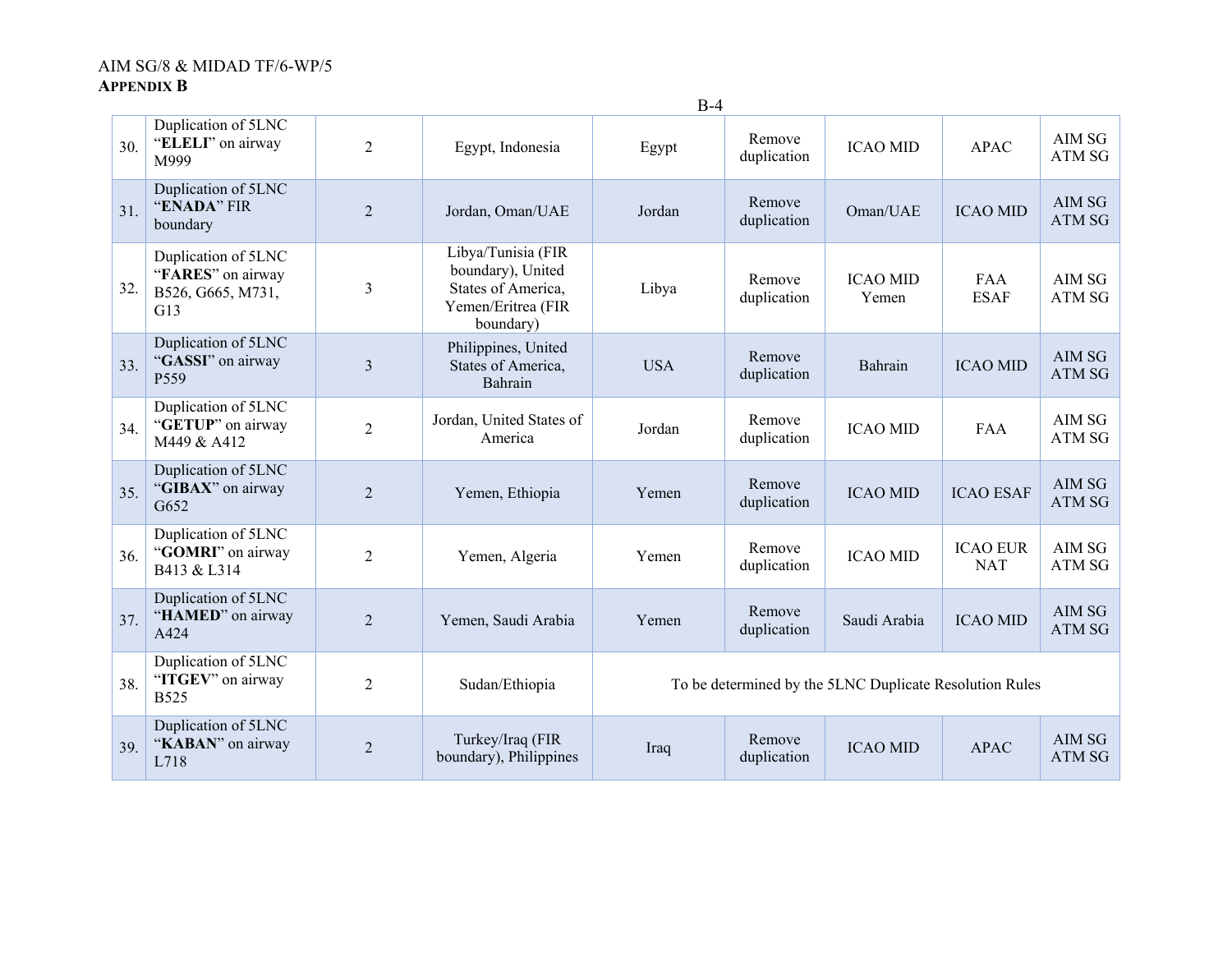| 30. | Duplication of 5LNC "**ELELI**" on airway M999 | 2 | Egypt, Indonesia | Egypt | Remove duplication | ICAO MID | APAC | AIM SG ATM SG |
|---|---|---|---|---|---|---|---|---|
| 31. | Duplication of 5LNC "**ENADA**" FIR boundary | 2 | Jordan, Oman/UAE | Jordan | Remove duplication | Oman/UAE | ICAO MID | AIM SG ATM SG |
| 32. | Duplication of 5LNC "**FARES**" on airway B526, G665, M731, G13 | 3 | Libya/Tunisia (FIR boundary), United States of America, Yemen/Eritrea (FIR boundary) | Libya | Remove duplication | ICAO MID Yemen | FAA ESAF | AIM SG ATM SG |
| 33. | Duplication of 5LNC "**GASSI**" on airway P559 | 3 | Philippines, United States of America, Bahrain | USA | Remove duplication | Bahrain | ICAO MID | AIM SG ATM SG |
| 34. | Duplication of 5LNC "**GETUP**" on airway M449 & A412 | 2 | Jordan, United States of America | Jordan | Remove duplication | ICAO MID | FAA | AIM SG ATM SG |
| 35. | Duplication of 5LNC "**GIBAX**" on airway G652 | 2 | Yemen, Ethiopia | Yemen | Remove duplication | ICAO MID | ICAO ESAF | AIM SG ATM SG |
| 36. | Duplication of 5LNC "**GOMRI**" on airway B413 & L314 | 2 | Yemen, Algeria | Yemen | Remove duplication | ICAO MID | ICAO EUR NAT | AIM SG ATM SG |
| 37. | Duplication of 5LNC "**HAMED**" on airway A424 | 2 | Yemen, Saudi Arabia | Yemen | Remove duplication | Saudi Arabia | ICAO MID | AIM SG ATM SG |
| 38. | Duplication of 5LNC "**ITGEV**" on airway B525 | 2 | Sudan/Ethiopia | To be determined by the 5LNC Duplicate Resolution Rules | | | | |
| 39. | Duplication of 5LNC "**KABAN**" on airway L718 | 2 | Turkey/Iraq (FIR boundary), Philippines | Iraq | Remove duplication | ICAO MID | APAC | AIM SG ATM SG |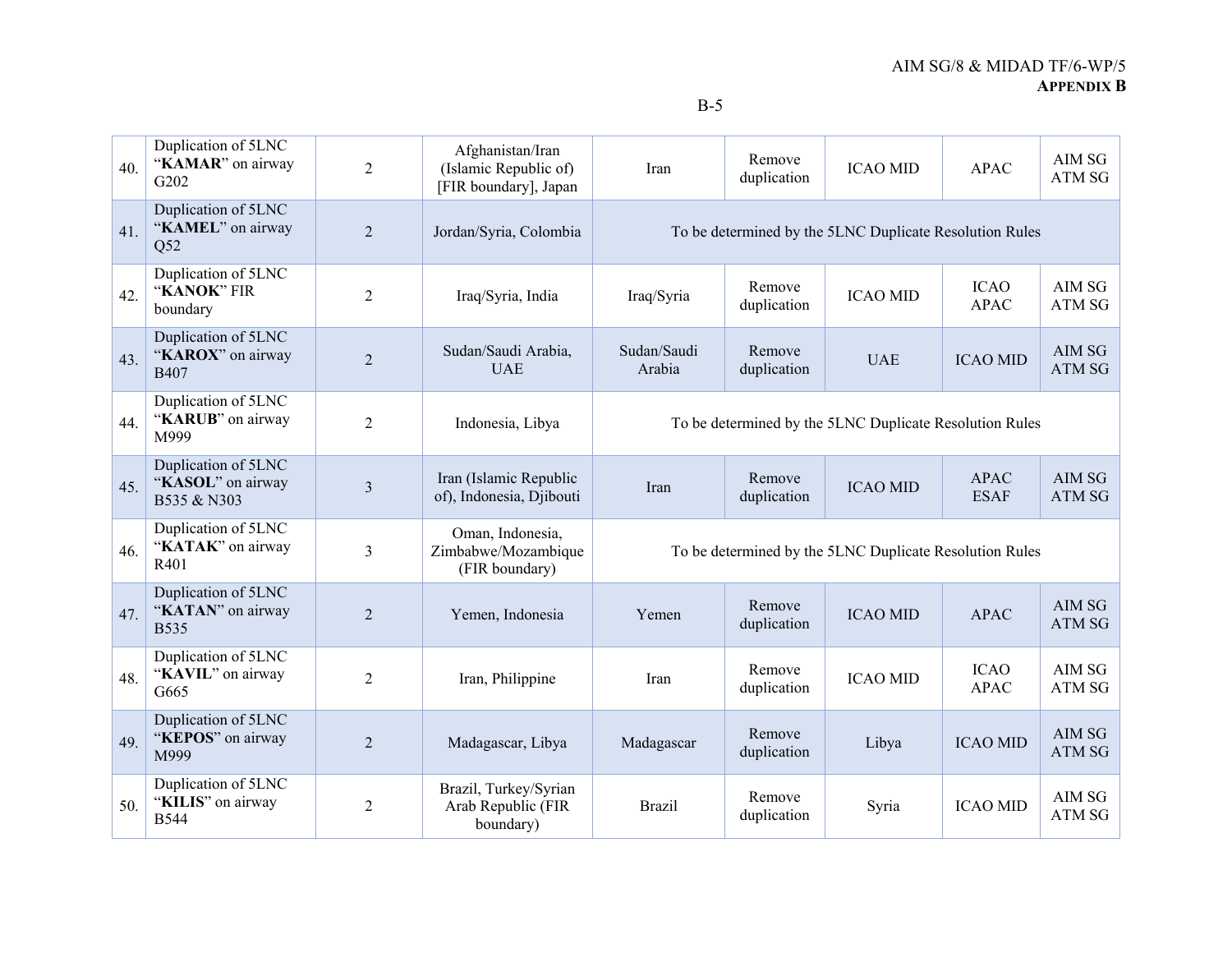| 40. | Duplication of 5LNC "**KAMAR**" on airway G202 | 2 | Afghanistan/Iran (Islamic Republic of) [FIR boundary], Japan | Iran | Remove duplication | ICAO MID | APAC | AIM SG ATM SG |
|---|---|---|---|---|---|---|---|---|
| 41. | Duplication of 5LNC "**KAMEL**" on airway Q52 | 2 | Jordan/Syria, Colombia | To be determined by the 5LNC Duplicate Resolution Rules | | | | |
| 42. | Duplication of 5LNC "**KANOK**" FIR boundary | 2 | Iraq/Syria, India | Iraq/Syria | Remove duplication | ICAO MID | ICAO APAC | AIM SG ATM SG |
| 43. | Duplication of 5LNC "**KAROX**" on airway B407 | 2 | Sudan/Saudi Arabia, UAE | Sudan/Saudi Arabia | Remove duplication | UAE | ICAO MID | AIM SG ATM SG |
| 44. | Duplication of 5LNC "**KARUB**" on airway M999 | 2 | Indonesia, Libya | To be determined by the 5LNC Duplicate Resolution Rules | | | | |
| 45. | Duplication of 5LNC "**KASOL**" on airway B535 & N303 | 3 | Iran (Islamic Republic of), Indonesia, Djibouti | Iran | Remove duplication | ICAO MID | APAC ESAF | AIM SG ATM SG |
| 46. | Duplication of 5LNC "**KATAK**" on airway R401 | 3 | Oman, Indonesia, Zimbabwe/Mozambique (FIR boundary) | To be determined by the 5LNC Duplicate Resolution Rules | | | | |
| 47. | Duplication of 5LNC "**KATAN**" on airway B535 | 2 | Yemen, Indonesia | Yemen | Remove duplication | ICAO MID | APAC | AIM SG ATM SG |
| 48. | Duplication of 5LNC "**KAVIL**" on airway G665 | 2 | Iran, Philippine | Iran | Remove duplication | ICAO MID | ICAO APAC | AIM SG ATM SG |
| 49. | Duplication of 5LNC "**KEPOS**" on airway M999 | 2 | Madagascar, Libya | Madagascar | Remove duplication | Libya | ICAO MID | AIM SG ATM SG |
| 50. | Duplication of 5LNC "**KILIS**" on airway B544 | 2 | Brazil, Turkey/Syrian Arab Republic (FIR boundary) | Brazil | Remove duplication | Syria | ICAO MID | AIM SG ATM SG |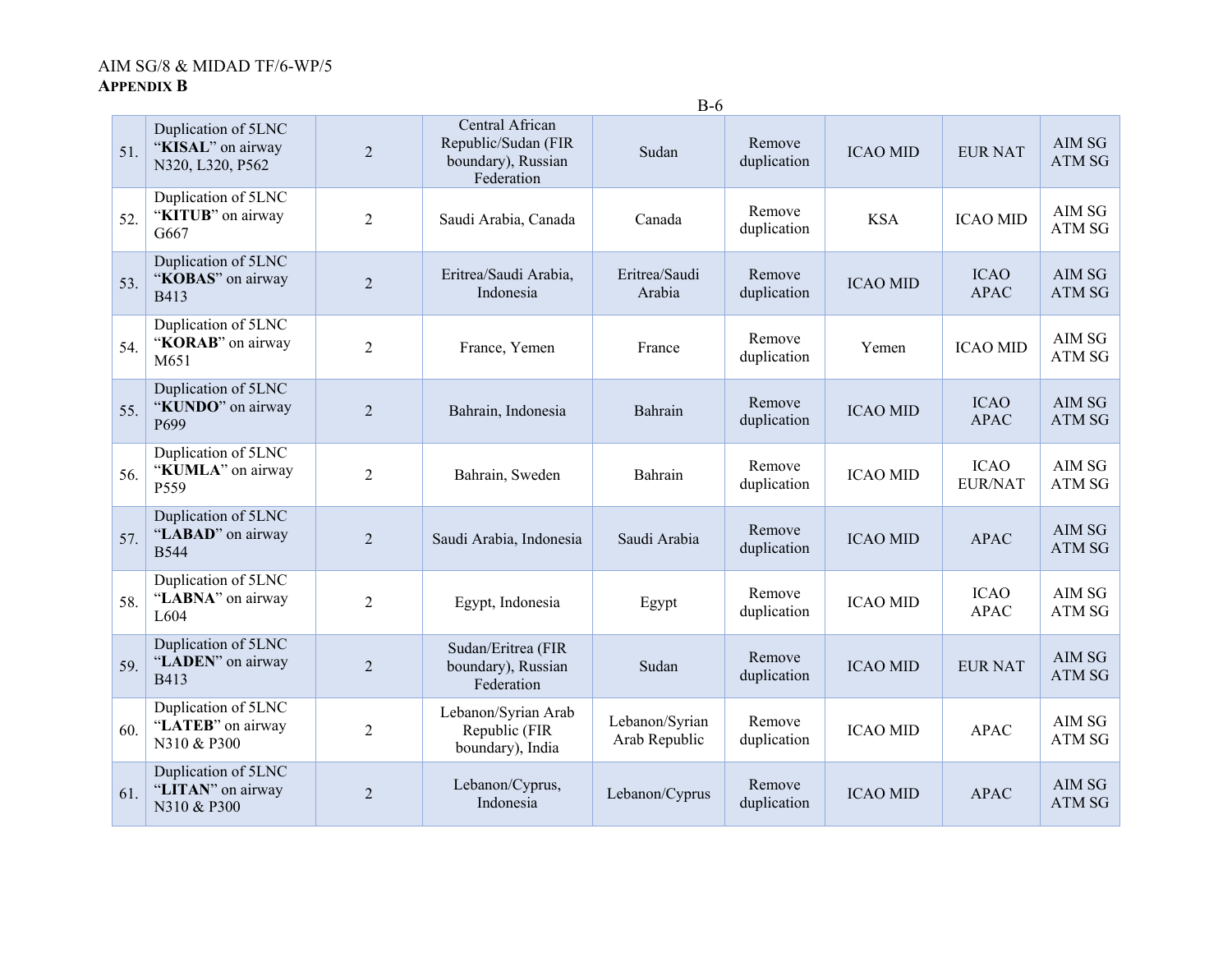| 51. | Duplication of 5LNC "**KISAL**" on airway N320, L320, P562 | 2 | Central African Republic/Sudan (FIR boundary), Russian Federation | Sudan | Remove duplication | ICAO MID | EUR NAT | AIM SG ATM SG |
|---|---|---|---|---|---|---|---|---|
| 52. | Duplication of 5LNC "**KITUB**" on airway G667 | 2 | Saudi Arabia, Canada | Canada | Remove duplication | KSA | ICAO MID | AIM SG ATM SG |
| 53. | Duplication of 5LNC "**KOBAS**" on airway B413 | 2 | Eritrea/Saudi Arabia, Indonesia | Eritrea/Saudi Arabia | Remove duplication | ICAO MID | ICAO APAC | AIM SG ATM SG |
| 54. | Duplication of 5LNC "**KORAB**" on airway M651 | 2 | France, Yemen | France | Remove duplication | Yemen | ICAO MID | AIM SG ATM SG |
| 55. | Duplication of 5LNC "**KUNDO**" on airway P699 | 2 | Bahrain, Indonesia | Bahrain | Remove duplication | ICAO MID | ICAO APAC | AIM SG ATM SG |
| 56. | Duplication of 5LNC "**KUMLA**" on airway P559 | 2 | Bahrain, Sweden | Bahrain | Remove duplication | ICAO MID | ICAO EUR/NAT | AIM SG ATM SG |
| 57. | Duplication of 5LNC "**LABAD**" on airway B544 | 2 | Saudi Arabia, Indonesia | Saudi Arabia | Remove duplication | ICAO MID | APAC | AIM SG ATM SG |
| 58. | Duplication of 5LNC "**LABNA**" on airway L604 | 2 | Egypt, Indonesia | Egypt | Remove duplication | ICAO MID | ICAO APAC | AIM SG ATM SG |
| 59. | Duplication of 5LNC "**LADEN**" on airway B413 | 2 | Sudan/Eritrea (FIR boundary), Russian Federation | Sudan | Remove duplication | ICAO MID | EUR NAT | AIM SG ATM SG |
| 60. | Duplication of 5LNC "**LATEB**" on airway N310 & P300 | 2 | Lebanon/Syrian Arab Republic (FIR boundary), India | Lebanon/Syrian Arab Republic | Remove duplication | ICAO MID | APAC | AIM SG ATM SG |
| 61. | Duplication of 5LNC "**LITAN**" on airway N310 & P300 | 2 | Lebanon/Cyprus, Indonesia | Lebanon/Cyprus | Remove duplication | ICAO MID | APAC | AIM SG ATM SG |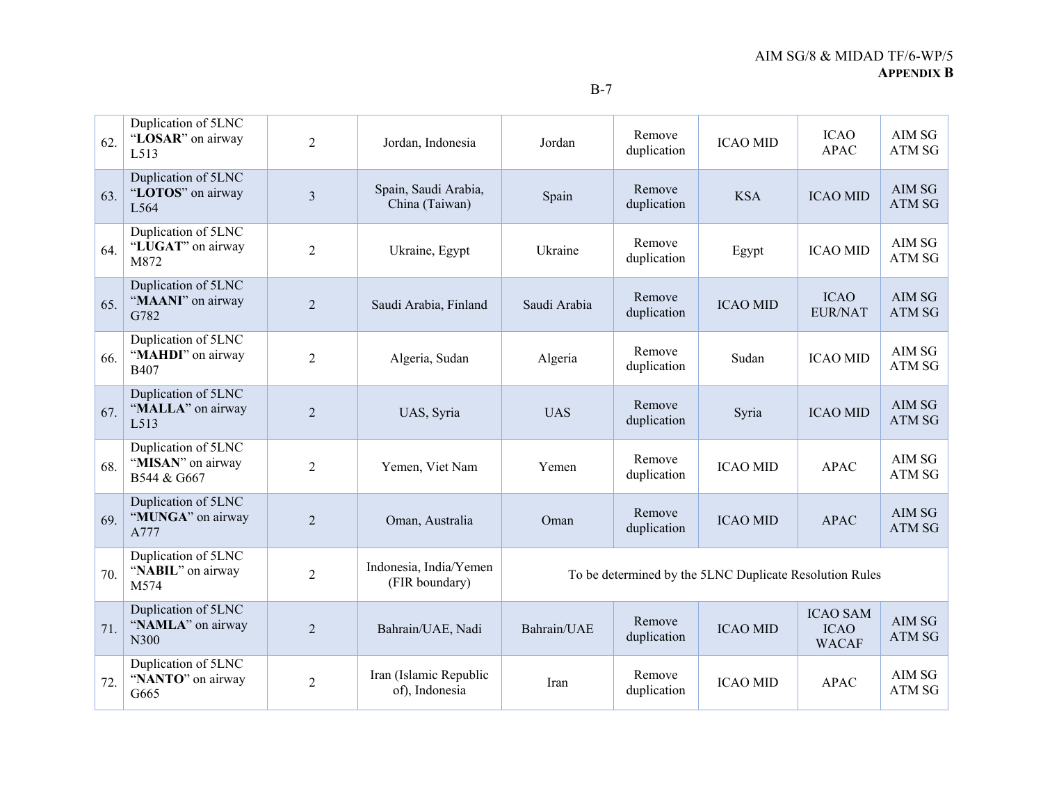| | | | | | | | | |
|---|---|---|---|---|---|---|---|---|
| 62. | Duplication of 5LNC "**LOSAR**" on airway L513 | 2 | Jordan, Indonesia | Jordan | Remove duplication | ICAO MID | ICAO APAC | AIM SG ATM SG |
| 63. | Duplication of 5LNC "**LOTOS**" on airway L564 | 3 | Spain, Saudi Arabia, China (Taiwan) | Spain | Remove duplication | KSA | ICAO MID | AIM SG ATM SG |
| 64. | Duplication of 5LNC "**LUGAT**" on airway M872 | 2 | Ukraine, Egypt | Ukraine | Remove duplication | Egypt | ICAO MID | AIM SG ATM SG |
| 65. | Duplication of 5LNC "**MAANI**" on airway G782 | 2 | Saudi Arabia, Finland | Saudi Arabia | Remove duplication | ICAO MID | ICAO EUR/NAT | AIM SG ATM SG |
| 66. | Duplication of 5LNC "**MAHDI**" on airway B407 | 2 | Algeria, Sudan | Algeria | Remove duplication | Sudan | ICAO MID | AIM SG ATM SG |
| 67. | Duplication of 5LNC "**MALLA**" on airway L513 | 2 | UAS, Syria | UAS | Remove duplication | Syria | ICAO MID | AIM SG ATM SG |
| 68. | Duplication of 5LNC "**MISAN**" on airway B544 & G667 | 2 | Yemen, Viet Nam | Yemen | Remove duplication | ICAO MID | APAC | AIM SG ATM SG |
| 69. | Duplication of 5LNC "**MUNGA**" on airway A777 | 2 | Oman, Australia | Oman | Remove duplication | ICAO MID | APAC | AIM SG ATM SG |
| 70. | Duplication of 5LNC "**NABIL**" on airway M574 | 2 | Indonesia, India/Yemen (FIR boundary) | To be determined by the 5LNC Duplicate Resolution Rules | | | | |
| 71. | Duplication of 5LNC "**NAMLA**" on airway N300 | 2 | Bahrain/UAE, Nadi | Bahrain/UAE | Remove duplication | ICAO MID | ICAO SAM ICAO WACAF | AIM SG ATM SG |
| 72. | Duplication of 5LNC "**NANTO**" on airway G665 | 2 | Iran (Islamic Republic of), Indonesia | Iran | Remove duplication | ICAO MID | APAC | AIM SG ATM SG |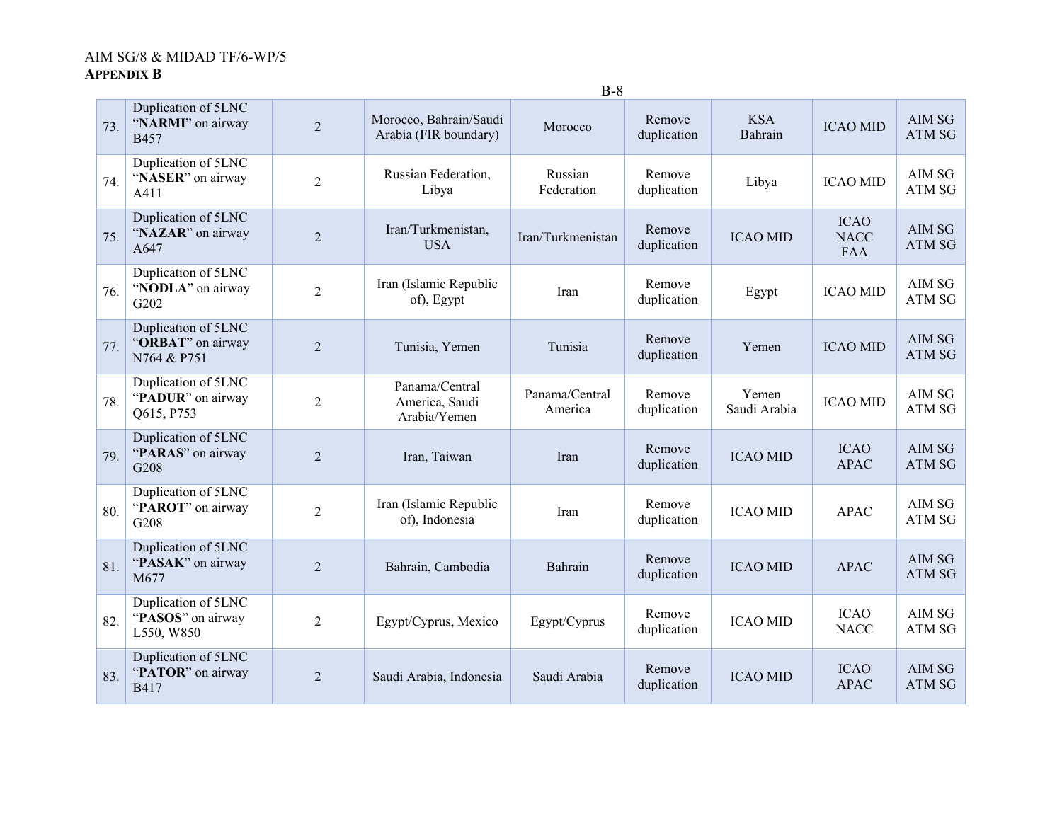| 73. | Duplication of 5LNC "**NARMI**" on airway B457 | 2 | Morocco, Bahrain/Saudi Arabia (FIR boundary) | Morocco | Remove duplication | KSA Bahrain | ICAO MID | AIM SG ATM SG |
|---|---|---|---|---|---|---|---|---|
| 74. | Duplication of 5LNC "**NASER**" on airway A411 | 2 | Russian Federation, Libya | Russian Federation | Remove duplication | Libya | ICAO MID | AIM SG ATM SG |
| 75. | Duplication of 5LNC "**NAZAR**" on airway A647 | 2 | Iran/Turkmenistan, USA | Iran/Turkmenistan | Remove duplication | ICAO MID | ICAO NACC FAA | AIM SG ATM SG |
| 76. | Duplication of 5LNC "**NODLA**" on airway G202 | 2 | Iran (Islamic Republic of), Egypt | Iran | Remove duplication | Egypt | ICAO MID | AIM SG ATM SG |
| 77. | Duplication of 5LNC "**ORBAT**" on airway N764 & P751 | 2 | Tunisia, Yemen | Tunisia | Remove duplication | Yemen | ICAO MID | AIM SG ATM SG |
| 78. | Duplication of 5LNC "**PADUR**" on airway Q615, P753 | 2 | Panama/Central America, Saudi Arabia/Yemen | Panama/Central America | Remove duplication | Yemen Saudi Arabia | ICAO MID | AIM SG ATM SG |
| 79. | Duplication of 5LNC "**PARAS**" on airway G208 | 2 | Iran, Taiwan | Iran | Remove duplication | ICAO MID | ICAO APAC | AIM SG ATM SG |
| 80. | Duplication of 5LNC "**PAROT**" on airway G208 | 2 | Iran (Islamic Republic of), Indonesia | Iran | Remove duplication | ICAO MID | APAC | AIM SG ATM SG |
| 81. | Duplication of 5LNC "**PASAK**" on airway M677 | 2 | Bahrain, Cambodia | Bahrain | Remove duplication | ICAO MID | APAC | AIM SG ATM SG |
| 82. | Duplication of 5LNC "**PASOS**" on airway L550, W850 | 2 | Egypt/Cyprus, Mexico | Egypt/Cyprus | Remove duplication | ICAO MID | ICAO NACC | AIM SG ATM SG |
| 83. | Duplication of 5LNC "**PATOR**" on airway B417 | 2 | Saudi Arabia, Indonesia | Saudi Arabia | Remove duplication | ICAO MID | ICAO APAC | AIM SG ATM SG |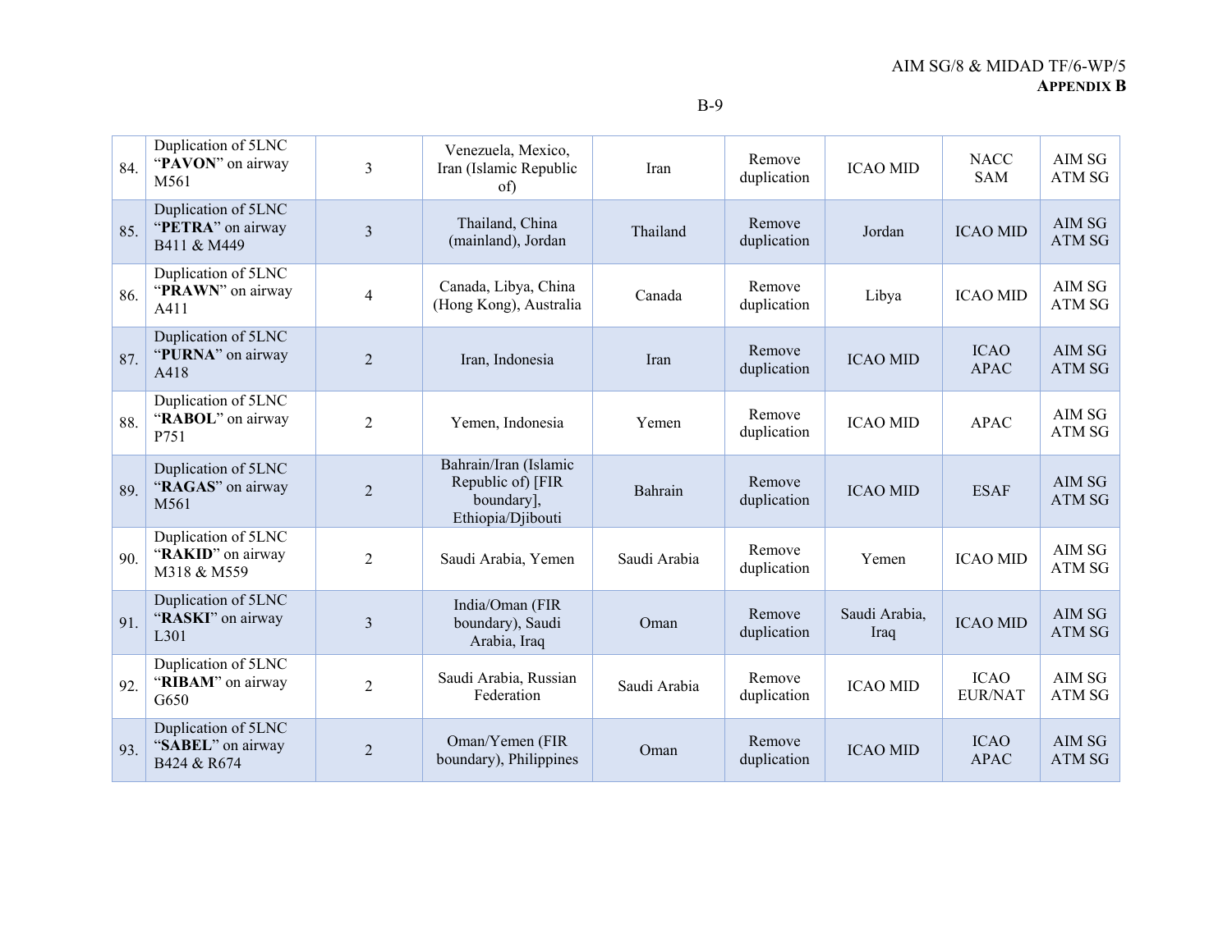| | | | | | | | | |
|---|---|---|---|---|---|---|---|---|
| 84. | Duplication of 5LNC "**PAVON**" on airway M561 | 3 | Venezuela, Mexico, Iran (Islamic Republic of) | Iran | Remove duplication | ICAO MID | NACC SAM | AIM SG ATM SG |
| 85. | Duplication of 5LNC "**PETRA**" on airway B411 & M449 | 3 | Thailand, China (mainland), Jordan | Thailand | Remove duplication | Jordan | ICAO MID | AIM SG ATM SG |
| 86. | Duplication of 5LNC "**PRAWN**" on airway A411 | 4 | Canada, Libya, China (Hong Kong), Australia | Canada | Remove duplication | Libya | ICAO MID | AIM SG ATM SG |
| 87. | Duplication of 5LNC "**PURNA**" on airway A418 | 2 | Iran, Indonesia | Iran | Remove duplication | ICAO MID | ICAO APAC | AIM SG ATM SG |
| 88. | Duplication of 5LNC "**RABOL**" on airway P751 | 2 | Yemen, Indonesia | Yemen | Remove duplication | ICAO MID | APAC | AIM SG ATM SG |
| 89. | Duplication of 5LNC "**RAGAS**" on airway M561 | 2 | Bahrain/Iran (Islamic Republic of) [FIR boundary], Ethiopia/Djibouti | Bahrain | Remove duplication | ICAO MID | ESAF | AIM SG ATM SG |
| 90. | Duplication of 5LNC "**RAKID**" on airway M318 & M559 | 2 | Saudi Arabia, Yemen | Saudi Arabia | Remove duplication | Yemen | ICAO MID | AIM SG ATM SG |
| 91. | Duplication of 5LNC "**RASKI**" on airway L301 | 3 | India/Oman (FIR boundary), Saudi Arabia, Iraq | Oman | Remove duplication | Saudi Arabia, Iraq | ICAO MID | AIM SG ATM SG |
| 92. | Duplication of 5LNC "**RIBAM**" on airway G650 | 2 | Saudi Arabia, Russian Federation | Saudi Arabia | Remove duplication | ICAO MID | ICAO EUR/NAT | AIM SG ATM SG |
| 93. | Duplication of 5LNC "**SABEL**" on airway B424 & R674 | 2 | Oman/Yemen (FIR boundary), Philippines | Oman | Remove duplication | ICAO MID | ICAO APAC | AIM SG ATM SG |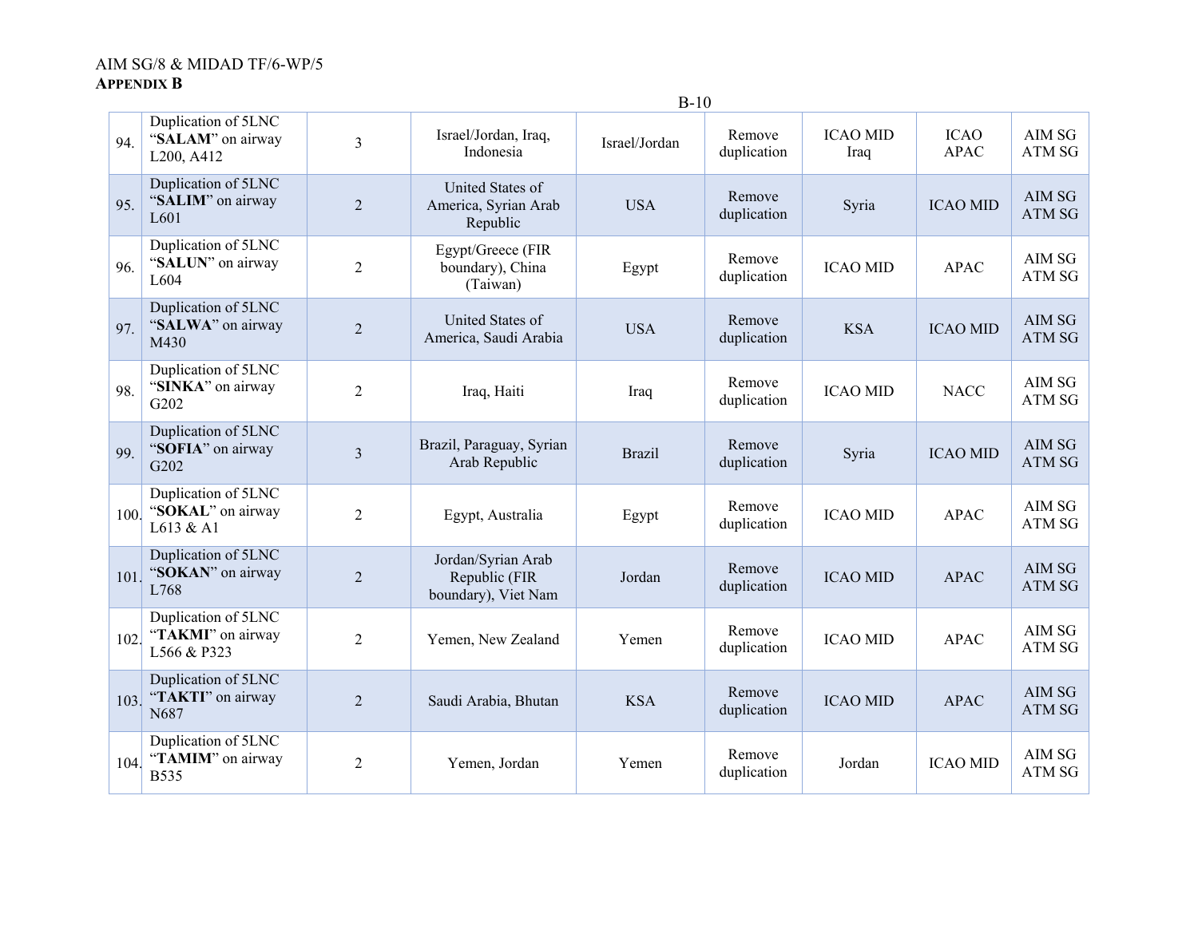| 94. | Duplication of 5LNC "**SALAM**" on airway L200, A412 | 3 | Israel/Jordan, Iraq, Indonesia | Israel/Jordan | Remove duplication | ICAO MID Iraq | ICAO APAC | AIM SG ATM SG |
|---|---|---|---|---|---|---|---|---|
| 95. | Duplication of 5LNC "**SALIM**" on airway L601 | 2 | United States of America, Syrian Arab Republic | USA | Remove duplication | Syria | ICAO MID | AIM SG ATM SG |
| 96. | Duplication of 5LNC "**SALUN**" on airway L604 | 2 | Egypt/Greece (FIR boundary), China (Taiwan) | Egypt | Remove duplication | ICAO MID | APAC | AIM SG ATM SG |
| 97. | Duplication of 5LNC "**SALWA**" on airway M430 | 2 | United States of America, Saudi Arabia | USA | Remove duplication | KSA | ICAO MID | AIM SG ATM SG |
| 98. | Duplication of 5LNC "**SINKA**" on airway G202 | 2 | Iraq, Haiti | Iraq | Remove duplication | ICAO MID | NACC | AIM SG ATM SG |
| 99. | Duplication of 5LNC "**SOFIA**" on airway G202 | 3 | Brazil, Paraguay, Syrian Arab Republic | Brazil | Remove duplication | Syria | ICAO MID | AIM SG ATM SG |
| 100. | Duplication of 5LNC "**SOKAL**" on airway L613 & A1 | 2 | Egypt, Australia | Egypt | Remove duplication | ICAO MID | APAC | AIM SG ATM SG |
| 101. | Duplication of 5LNC "**SOKAN**" on airway L768 | 2 | Jordan/Syrian Arab Republic (FIR boundary), Viet Nam | Jordan | Remove duplication | ICAO MID | APAC | AIM SG ATM SG |
| 102. | Duplication of 5LNC "**TAKMI**" on airway L566 & P323 | 2 | Yemen, New Zealand | Yemen | Remove duplication | ICAO MID | APAC | AIM SG ATM SG |
| 103. | Duplication of 5LNC "**TAKTI**" on airway N687 | 2 | Saudi Arabia, Bhutan | KSA | Remove duplication | ICAO MID | APAC | AIM SG ATM SG |
| 104. | Duplication of 5LNC "**TAMIM**" on airway B535 | 2 | Yemen, Jordan | Yemen | Remove duplication | Jordan | ICAO MID | AIM SG ATM SG |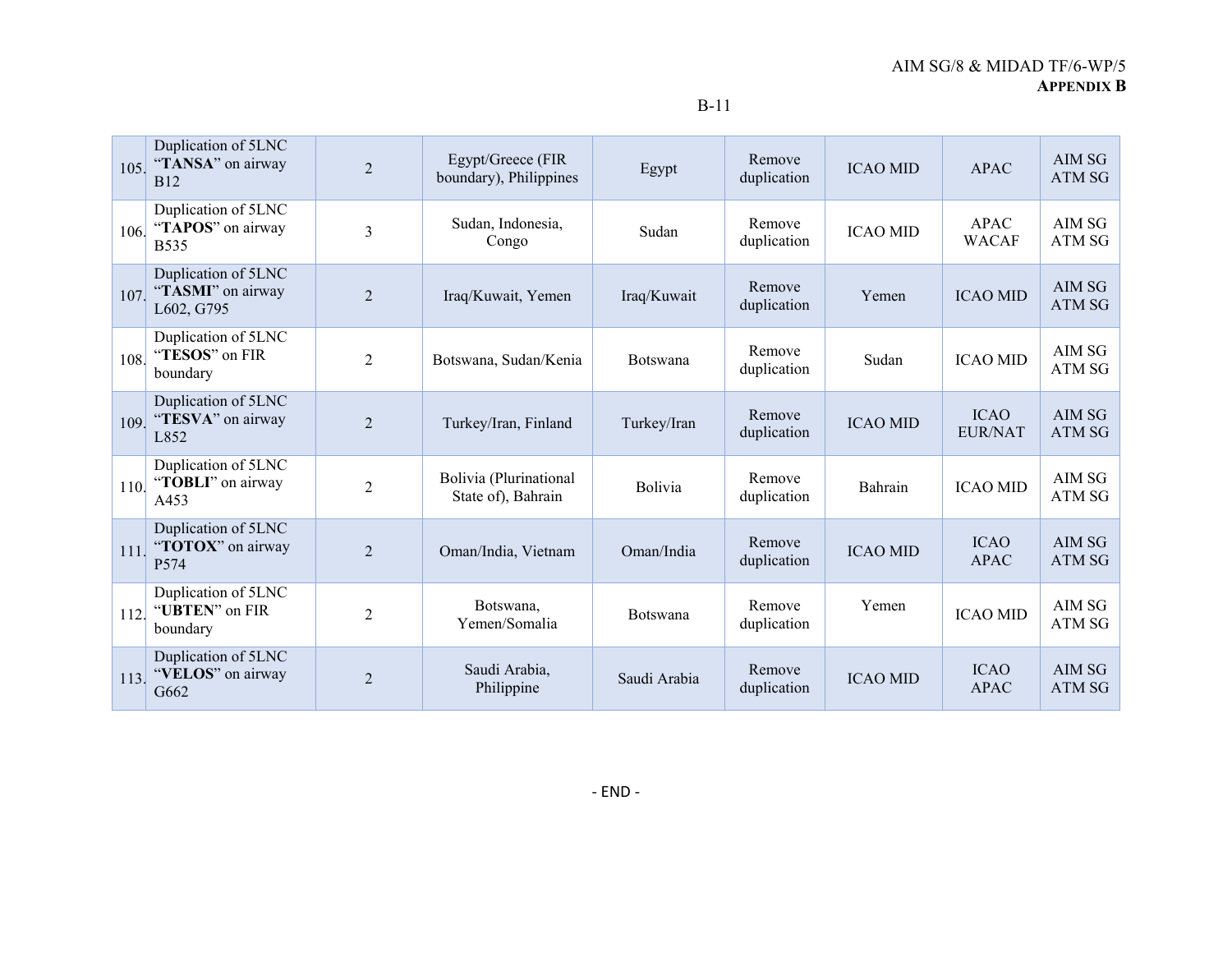| | | | | | | | | |
|---|---|---|---|---|---|---|---|---|
| 105. | Duplication of 5LNC "**TANSA**" on airway B12 | 2 | Egypt/Greece (FIR boundary), Philippines | Egypt | Remove duplication | ICAO MID | APAC | AIM SG ATM SG |
| 106. | Duplication of 5LNC "**TAPOS**" on airway B535 | 3 | Sudan, Indonesia, Congo | Sudan | Remove duplication | ICAO MID | APAC WACAF | AIM SG ATM SG |
| 107. | Duplication of 5LNC "**TASMI**" on airway L602, G795 | 2 | Iraq/Kuwait, Yemen | Iraq/Kuwait | Remove duplication | Yemen | ICAO MID | AIM SG ATM SG |
| 108. | Duplication of 5LNC "**TESOS**" on FIR boundary | 2 | Botswana, Sudan/Kenia | Botswana | Remove duplication | Sudan | ICAO MID | AIM SG ATM SG |
| 109. | Duplication of 5LNC "**TESVA**" on airway L852 | 2 | Turkey/Iran, Finland | Turkey/Iran | Remove duplication | ICAO MID | ICAO EUR/NAT | AIM SG ATM SG |
| 110. | Duplication of 5LNC "**TOBLI**" on airway A453 | 2 | Bolivia (Plurinational State of), Bahrain | Bolivia | Remove duplication | Bahrain | ICAO MID | AIM SG ATM SG |
| 111. | Duplication of 5LNC "**TOTOX**" on airway P574 | 2 | Oman/India, Vietnam | Oman/India | Remove duplication | ICAO MID | ICAO APAC | AIM SG ATM SG |
| 112. | Duplication of 5LNC "**UBTEN**" on FIR boundary | 2 | Botswana, Yemen/Somalia | Botswana | Remove duplication | Yemen | ICAO MID | AIM SG ATM SG |
| 113. | Duplication of 5LNC "**VELOS**" on airway G662 | 2 | Saudi Arabia, Philippine | Saudi Arabia | Remove duplication | ICAO MID | ICAO APAC | AIM SG ATM SG |

\- END -